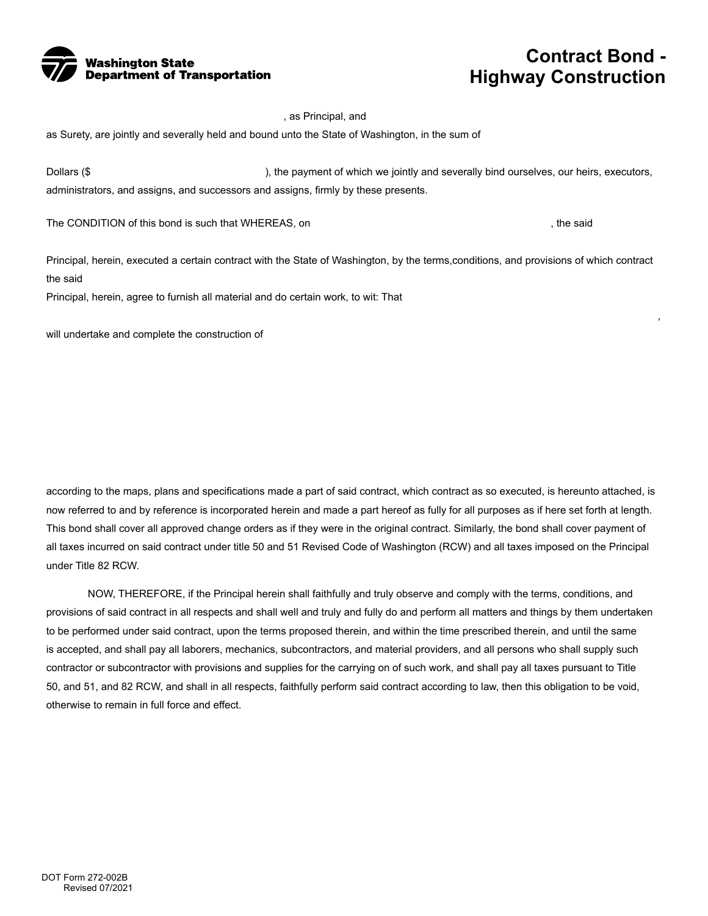Washington State Department of Transportation

# Contract Bond - Highway Construction

, as Principal, and

as Surety, are jointly and severally held and bound unto the State of Washington, in the sum of

Dollars ($ ), the payment of which we jointly and severally bind ourselves, our heirs, executors, administrators, and assigns, and successors and assigns, firmly by these presents.

The CONDITION of this bond is such that WHEREAS, on , the said

Principal, herein, executed a certain contract with the State of Washington, by the terms,conditions, and provisions of which contract the said
Principal, herein, agree to furnish all material and do certain work, to wit: That

,

will undertake and complete the construction of

according to the maps, plans and specifications made a part of said contract, which contract as so executed, is hereunto attached, is now referred to and by reference is incorporated herein and made a part hereof as fully for all purposes as if here set forth at length. This bond shall cover all approved change orders as if they were in the original contract. Similarly, the bond shall cover payment of all taxes incurred on said contract under title 50 and 51 Revised Code of Washington (RCW) and all taxes imposed on the Principal under Title 82 RCW.

NOW, THEREFORE, if the Principal herein shall faithfully and truly observe and comply with the terms, conditions, and provisions of said contract in all respects and shall well and truly and fully do and perform all matters and things by them undertaken to be performed under said contract, upon the terms proposed therein, and within the time prescribed therein, and until the same is accepted, and shall pay all laborers, mechanics, subcontractors, and material providers, and all persons who shall supply such contractor or subcontractor with provisions and supplies for the carrying on of such work, and shall pay all taxes pursuant to Title 50, and 51, and 82 RCW, and shall in all respects, faithfully perform said contract according to law, then this obligation to be void, otherwise to remain in full force and effect.

DOT Form 272-002B
Revised 07/2021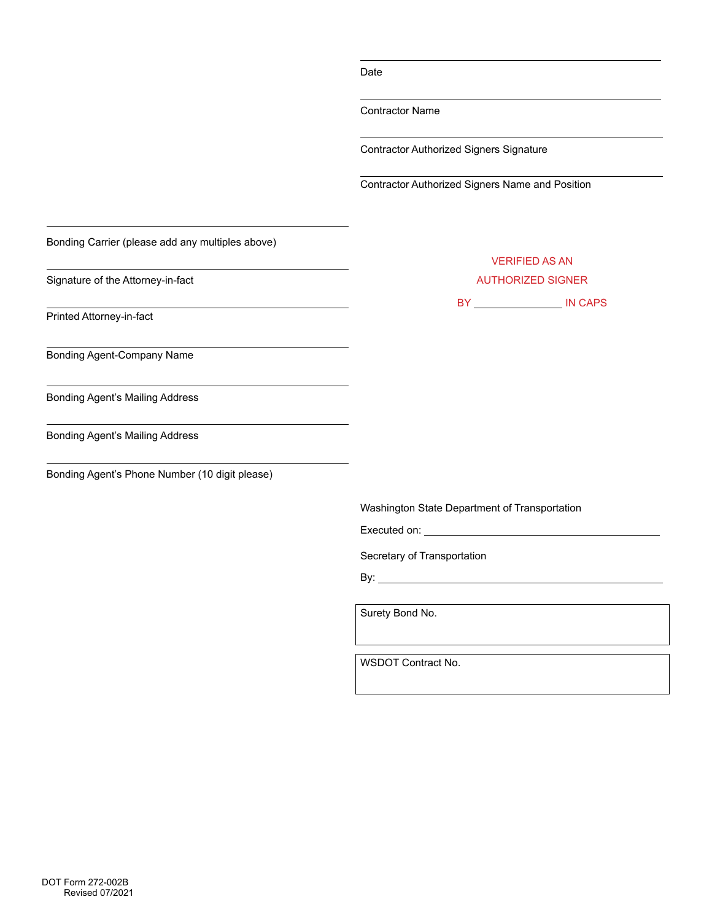Date

Contractor Name

Contractor Authorized Signers Signature

Contractor Authorized Signers Name and Position

Bonding Carrier (please add any multiples above)

Signature of the Attorney-in-fact

Printed Attorney-in-fact

Bonding Agent-Company Name

Bonding Agent's Mailing Address

Bonding Agent's Mailing Address

Bonding Agent's Phone Number (10 digit please)

VERIFIED AS AN
AUTHORIZED SIGNER
BY _______________ IN CAPS

Washington State Department of Transportation

Executed on: ________________________________

Secretary of Transportation

By: ________________________________

| Surety Bond No. |
|---|
| |

| WSDOT Contract No. |
|---|
| |

DOT Form 272-002B
Revised 07/2021